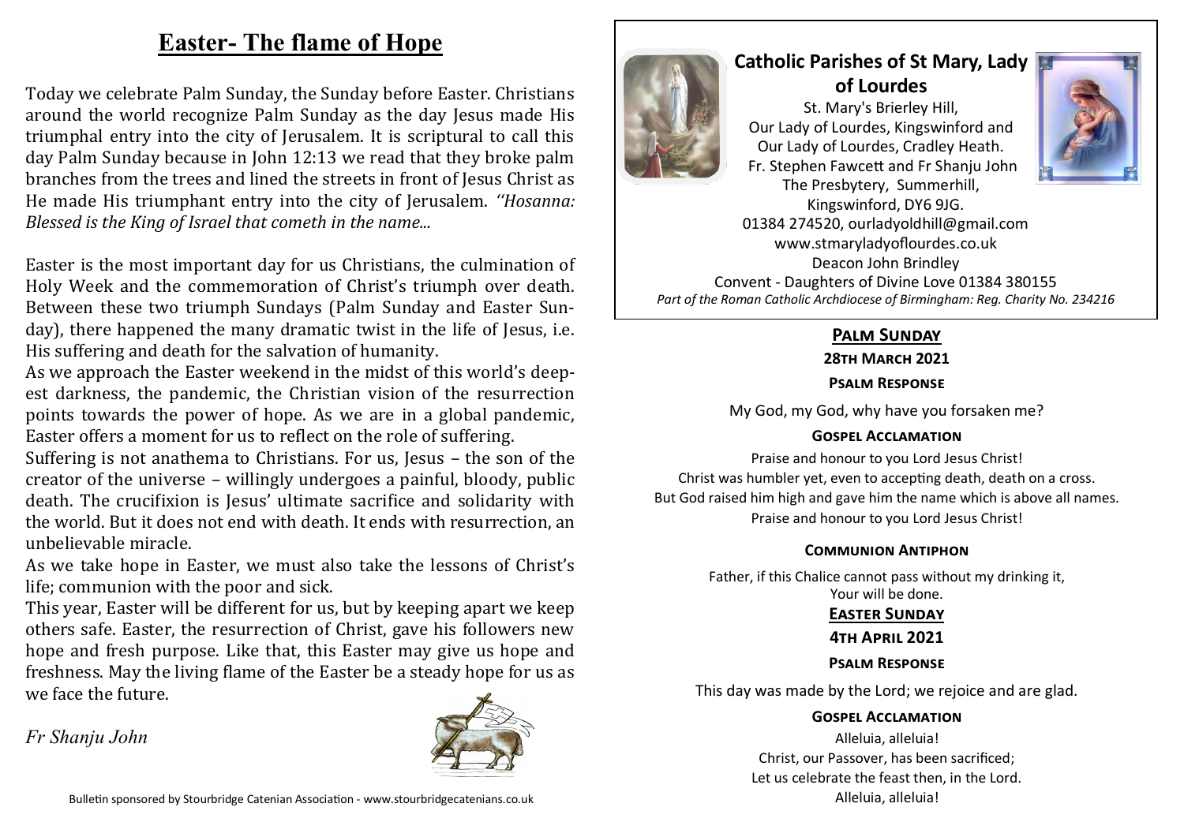# Easter- The flame of Hope

Today we celebrate Palm Sunday, the Sunday before Easter. Christians around the world recognize Palm Sunday as the day Jesus made His triumphal entry into the city of Jerusalem. It is scriptural to call this day Palm Sunday because in John 12:13 we read that they broke palm branches from the trees and lined the streets in front of Jesus Christ as He made His triumphant entry into the city of Jerusalem. *''Hosanna: Blessed is the King of Israel that cometh in the name...*

Easter is the most important day for us Christians, the culmination of Holy Week and the commemoration of Christ's triumph over death. Between these two triumph Sundays (Palm Sunday and Easter Sunday), there happened the many dramatic twist in the life of Jesus, i.e. His suffering and death for the salvation of humanity.

As we approach the Easter weekend in the midst of this world's deepest darkness, the pandemic, the Christian vision of the resurrection points towards the power of hope. As we are in a global pandemic, Easter offers a moment for us to reflect on the role of suffering.

Suffering is not anathema to Christians. For us, Jesus – the son of the creator of the universe – willingly undergoes a painful, bloody, public death. The crucifixion is Jesus' ultimate sacrifice and solidarity with the world. But it does not end with death. It ends with resurrection, an unbelievable miracle.

As we take hope in Easter, we must also take the lessons of Christ's life; communion with the poor and sick.

This year, Easter will be different for us, but by keeping apart we keep others safe. Easter, the resurrection of Christ, gave his followers new hope and fresh purpose. Like that, this Easter may give us hope and freshness. May the living flame of the Easter be a steady hope for us as we face the future.

*Fr Shanju John*

Bulletin sponsored by Stourbridge Catenian Association - www.stourbridgecatenians.co.uk

## Catholic Parishes of St Mary, Lady of Lourdes

St. Mary's Brierley Hill,
Our Lady of Lourdes, Kingswinford and
Our Lady of Lourdes, Cradley Heath.
Fr. Stephen Fawcett and Fr Shanju John
The Presbytery, Summerhill,
Kingswinford, DY6 9JG.
01384 274520, ourladyoldhill@gmail.com
www.stmaryladyoflourdes.co.uk
Deacon John Brindley
Convent - Daughters of Divine Love 01384 380155
*Part of the Roman Catholic Archdiocese of Birmingham: Reg. Charity No. 234216*

### Palm Sunday

**28th March 2021**

**Psalm Response**

My God, my God, why have you forsaken me?

**Gospel Acclamation**

Praise and honour to you Lord Jesus Christ!
Christ was humbler yet, even to accepting death, death on a cross.
But God raised him high and gave him the name which is above all names.
Praise and honour to you Lord Jesus Christ!

**Communion Antiphon**

Father, if this Chalice cannot pass without my drinking it,
Your will be done.

### Easter Sunday

**4th April 2021**

**Psalm Response**

This day was made by the Lord; we rejoice and are glad.

**Gospel Acclamation**

Alleluia, alleluia!
Christ, our Passover, has been sacrificed;
Let us celebrate the feast then, in the Lord.
Alleluia, alleluia!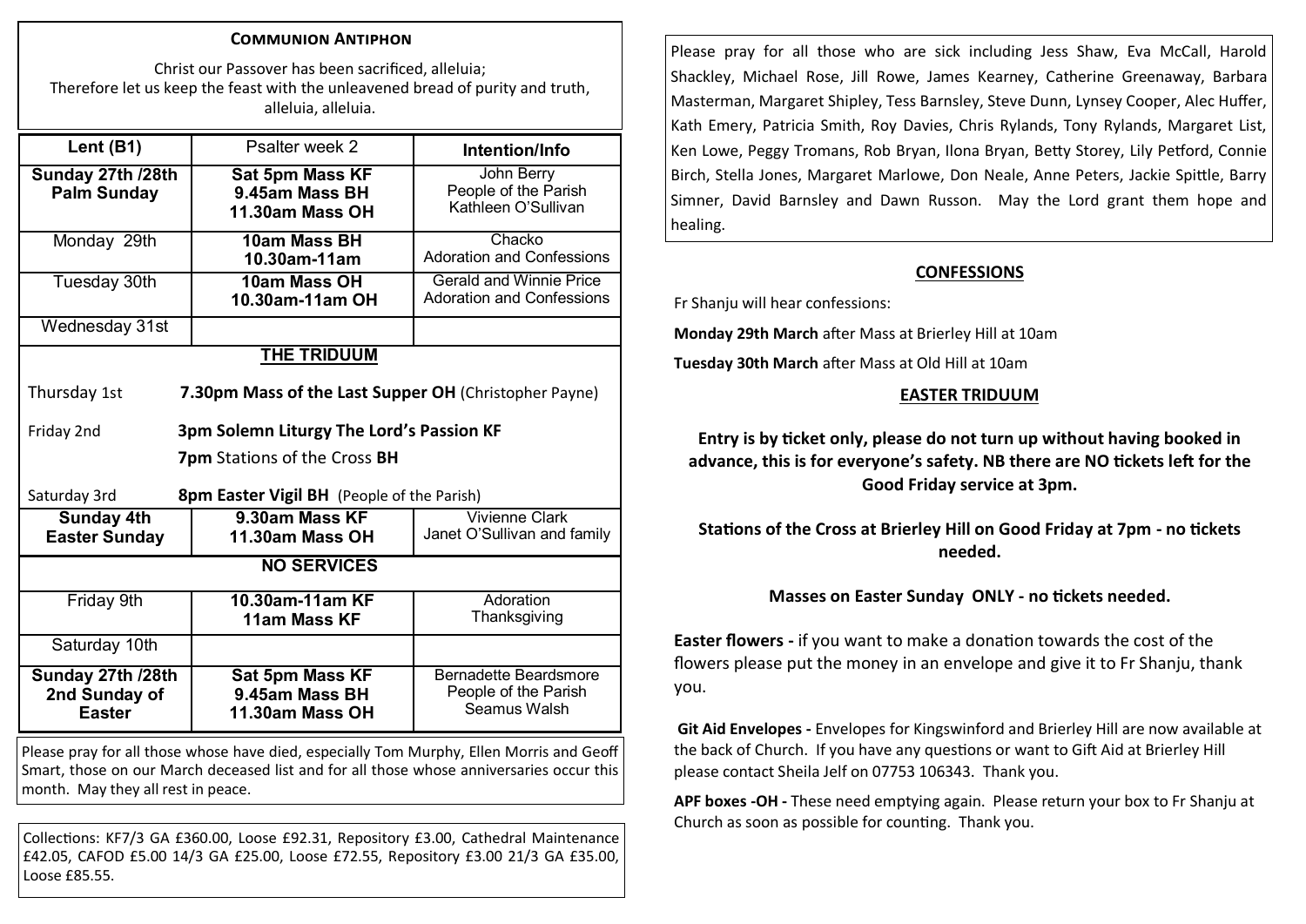**COMMUNION ANTIPHON**

Christ our Passover has been sacrificed, alleluia;
Therefore let us keep the feast with the unleavened bread of purity and truth, alleluia, alleluia.

| Lent (B1) | Psalter week 2 | Intention/Info |
|---|---|---|
| **Sunday 27th /28th Palm Sunday** | **Sat 5pm Mass KF 9.45am Mass BH 11.30am Mass OH** | John Berry People of the Parish Kathleen O'Sullivan |
| Monday 29th | **10am Mass BH 10.30am-11am** | Chacko Adoration and Confessions |
| Tuesday 30th | **10am Mass OH 10.30am-11am OH** | Gerald and Winnie Price Adoration and Confessions |
| Wednesday 31st | | |
| **THE TRIDUUM** | | |
| Thursday 1st | **7.30pm Mass of the Last Supper OH** (Christopher Payne) | |
| Friday 2nd | **3pm Solemn Liturgy The Lord's Passion KF** **7pm** Stations of the Cross **BH** | |
| Saturday 3rd | **8pm Easter Vigil BH** (People of the Parish) | |
| **Sunday 4th Easter Sunday** | **9.30am Mass KF 11.30am Mass OH** | Vivienne Clark Janet O'Sullivan and family |
| **NO SERVICES** | | |
| Friday 9th | **10.30am-11am KF 11am Mass KF** | Adoration Thanksgiving |
| Saturday 10th | | |
| **Sunday 27th /28th 2nd Sunday of Easter** | **Sat 5pm Mass KF 9.45am Mass BH 11.30am Mass OH** | Bernadette Beardsmore People of the Parish Seamus Walsh |

Please pray for all those whose have died, especially Tom Murphy, Ellen Morris and Geoff Smart, those on our March deceased list and for all those whose anniversaries occur this month. May they all rest in peace.

Collections: KF7/3 GA £360.00, Loose £92.31, Repository £3.00, Cathedral Maintenance £42.05, CAFOD £5.00 14/3 GA £25.00, Loose £72.55, Repository £3.00 21/3 GA £35.00, Loose £85.55.

Please pray for all those who are sick including Jess Shaw, Eva McCall, Harold Shackley, Michael Rose, Jill Rowe, James Kearney, Catherine Greenaway, Barbara Masterman, Margaret Shipley, Tess Barnsley, Steve Dunn, Lynsey Cooper, Alec Huffer, Kath Emery, Patricia Smith, Roy Davies, Chris Rylands, Tony Rylands, Margaret List, Ken Lowe, Peggy Tromans, Rob Bryan, Ilona Bryan, Betty Storey, Lily Petford, Connie Birch, Stella Jones, Margaret Marlowe, Don Neale, Anne Peters, Jackie Spittle, Barry Simner, David Barnsley and Dawn Russon. May the Lord grant them hope and healing.

## CONFESSIONS

Fr Shanju will hear confessions:

**Monday 29th March** after Mass at Brierley Hill at 10am

**Tuesday 30th March** after Mass at Old Hill at 10am

## EASTER TRIDUUM

**Entry is by ticket only, please do not turn up without having booked in advance, this is for everyone's safety. NB there are NO tickets left for the Good Friday service at 3pm.**

**Stations of the Cross at Brierley Hill on Good Friday at 7pm - no tickets needed.**

**Masses on Easter Sunday ONLY - no tickets needed.**

**Easter flowers -** if you want to make a donation towards the cost of the flowers please put the money in an envelope and give it to Fr Shanju, thank you.

**Git Aid Envelopes -** Envelopes for Kingswinford and Brierley Hill are now available at the back of Church. If you have any questions or want to Gift Aid at Brierley Hill please contact Sheila Jelf on 07753 106343. Thank you.

**APF boxes -OH -** These need emptying again. Please return your box to Fr Shanju at Church as soon as possible for counting. Thank you.